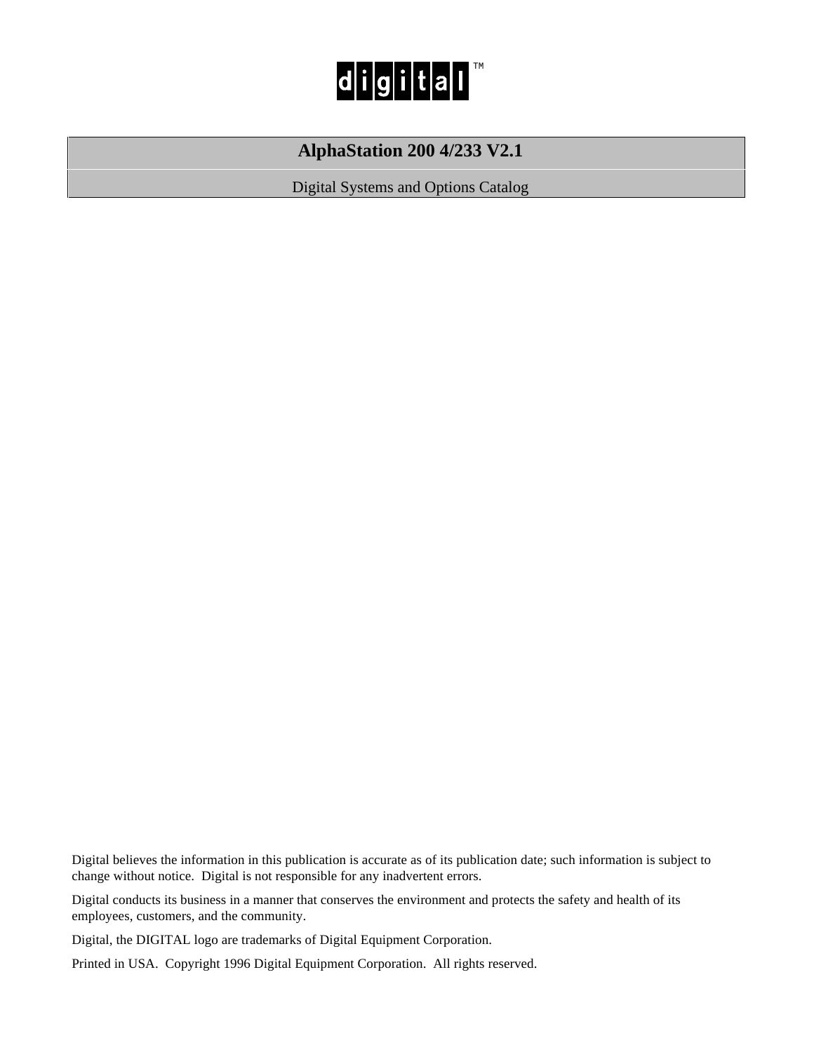digital™

# AlphaStation 200 4/233 V2.1

Digital Systems and Options Catalog

Digital believes the information in this publication is accurate as of its publication date; such information is subject to change without notice. Digital is not responsible for any inadvertent errors.

Digital conducts its business in a manner that conserves the environment and protects the safety and health of its employees, customers, and the community.

Digital, the DIGITAL logo are trademarks of Digital Equipment Corporation.

Printed in USA. Copyright 1996 Digital Equipment Corporation. All rights reserved.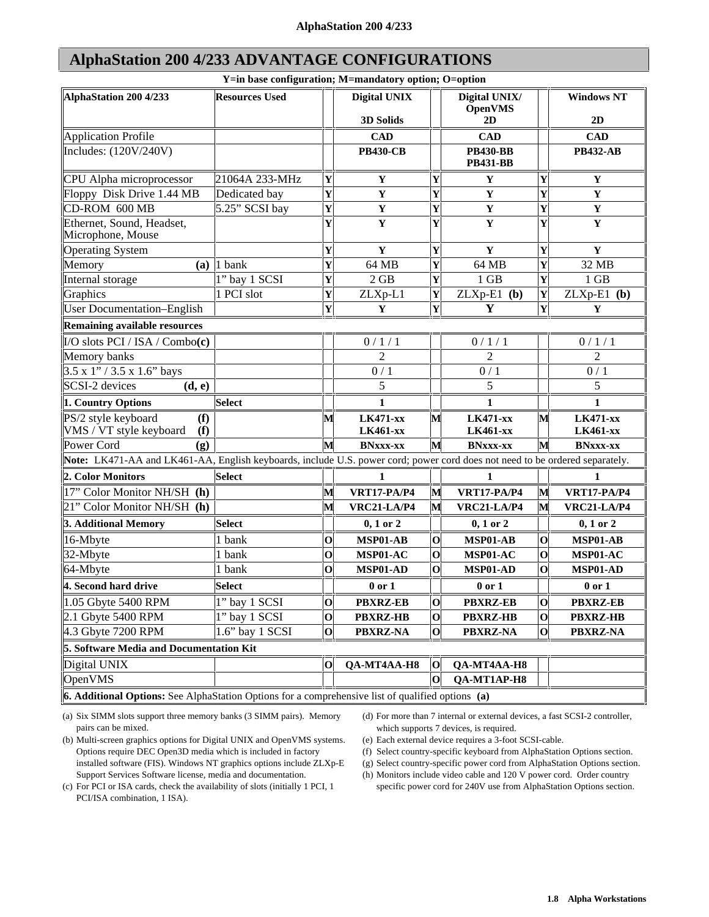## AlphaStation 200 4/233 ADVANTAGE CONFIGURATIONS

Y=in base configuration; M=mandatory option; O=option

| AlphaStation 200 4/233 | Resources Used | | Digital UNIX<br><br>3D Solids | | Digital UNIX/ OpenVMS<br>2D | | Windows NT<br><br>2D |
|---|---|---|---|---|---|---|---|
| Application Profile | | | **CAD** | | **CAD** | | **CAD** |
| Includes: (120V/240V) | | | **PB430-CB** | | **PB430-BB**<br>**PB431-BB** | | **PB432-AB** |
| CPU Alpha microprocessor | 21064A 233-MHz | **Y** | **Y** | **Y** | **Y** | **Y** | **Y** |
| Floppy Disk Drive 1.44 MB | Dedicated bay | **Y** | **Y** | **Y** | **Y** | **Y** | **Y** |
| CD-ROM 600 MB | 5.25" SCSI bay | **Y** | **Y** | **Y** | **Y** | **Y** | **Y** |
| Ethernet, Sound, Headset, Microphone, Mouse | | **Y** | **Y** | **Y** | **Y** | **Y** | **Y** |
| Operating System | | **Y** | **Y** | **Y** | **Y** | **Y** | **Y** |
| Memory **(a)** | 1 bank | **Y** | 64 MB | **Y** | 64 MB | **Y** | 32 MB |
| Internal storage | 1" bay 1 SCSI | **Y** | 2 GB | **Y** | 1 GB | **Y** | 1 GB |
| Graphics | 1 PCI slot | **Y** | ZLXp-L1 | **Y** | ZLXp-E1 **(b)** | **Y** | ZLXp-E1 **(b)** |
| User Documentation–English | | **Y** | **Y** | **Y** | **Y** | **Y** | **Y** |
| **Remaining available resources** | | | | | | | |
| I/O slots PCI / ISA / Combo**(c)** | | | 0 / 1 / 1 | | 0 / 1 / 1 | | 0 / 1 / 1 |
| Memory banks | | | 2 | | 2 | | 2 |
| 3.5 x 1" / 3.5 x 1.6" bays | | | 0 / 1 | | 0 / 1 | | 0 / 1 |
| SCSI-2 devices **(d, e)** | | | 5 | | 5 | | 5 |
| **1. Country Options** | **Select** | | **1** | | **1** | | **1** |
| PS/2 style keyboard **(f)**<br>VMS / VT style keyboard **(f)** | | **M** | **LK471-xx**<br>**LK461-xx** | **M** | **LK471-xx**<br>**LK461-xx** | **M** | **LK471-xx**<br>**LK461-xx** |
| Power Cord **(g)** | | **M** | **BNxxx-xx** | **M** | **BNxxx-xx** | **M** | **BNxxx-xx** |
| **Note:** LK471-AA and LK461-AA, English keyboards, include U.S. power cord; power cord does not need to be ordered separately. | | | | | | | |
| **2. Color Monitors** | **Select** | | **1** | | **1** | | **1** |
| 17" Color Monitor NH/SH **(h)** | | **M** | **VRT17-PA/P4** | **M** | **VRT17-PA/P4** | **M** | **VRT17-PA/P4** |
| 21" Color Monitor NH/SH **(h)** | | **M** | **VRC21-LA/P4** | **M** | **VRC21-LA/P4** | **M** | **VRC21-LA/P4** |
| **3. Additional Memory** | **Select** | | **0, 1 or 2** | | **0, 1 or 2** | | **0, 1 or 2** |
| 16-Mbyte | 1 bank | **O** | **MSP01-AB** | **O** | **MSP01-AB** | **O** | **MSP01-AB** |
| 32-Mbyte | 1 bank | **O** | **MSP01-AC** | **O** | **MSP01-AC** | **O** | **MSP01-AC** |
| 64-Mbyte | 1 bank | **O** | **MSP01-AD** | **O** | **MSP01-AD** | **O** | **MSP01-AD** |
| **4. Second hard drive** | **Select** | | **0 or 1** | | **0 or 1** | | **0 or 1** |
| 1.05 Gbyte 5400 RPM | 1" bay 1 SCSI | **O** | **PBXRZ-EB** | **O** | **PBXRZ-EB** | **O** | **PBXRZ-EB** |
| 2.1 Gbyte 5400 RPM | 1" bay 1 SCSI | **O** | **PBXRZ-HB** | **O** | **PBXRZ-HB** | **O** | **PBXRZ-HB** |
| 4.3 Gbyte 7200 RPM | 1.6" bay 1 SCSI | **O** | **PBXRZ-NA** | **O** | **PBXRZ-NA** | **O** | **PBXRZ-NA** |
| **5. Software Media and Documentation Kit** | | | | | | | |
| Digital UNIX | | **O** | **QA-MT4AA-H8** | **O** | **QA-MT4AA-H8** | | |
| OpenVMS | | | | **O** | **QA-MT1AP-H8** | | |
| **6. Additional Options:** See AlphaStation Options for a comprehensive list of qualified options **(a)** | | | | | | | |

(a) Six SIMM slots support three memory banks (3 SIMM pairs). Memory pairs can be mixed.

(b) Multi-screen graphics options for Digital UNIX and OpenVMS systems. Options require DEC Open3D media which is included in factory installed software (FIS). Windows NT graphics options include ZLXp-E Support Services Software license, media and documentation.

(c) For PCI or ISA cards, check the availability of slots (initially 1 PCI, 1 PCI/ISA combination, 1 ISA).

(d) For more than 7 internal or external devices, a fast SCSI-2 controller, which supports 7 devices, is required.

(e) Each external device requires a 3-foot SCSI-cable.

(f) Select country-specific keyboard from AlphaStation Options section.

(g) Select country-specific power cord from AlphaStation Options section.

(h) Monitors include video cable and 120 V power cord. Order country specific power cord for 240V use from AlphaStation Options section.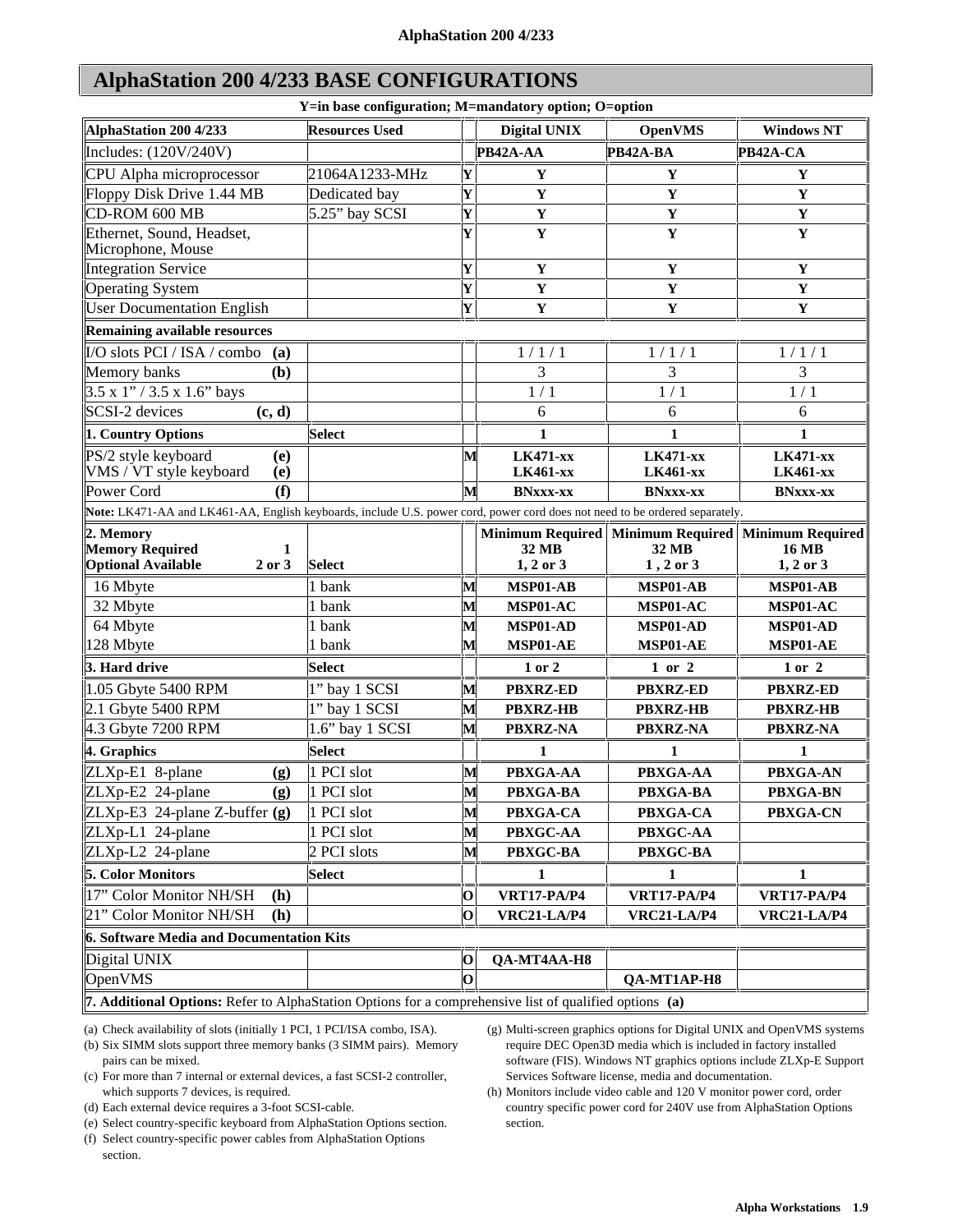## AlphaStation 200 4/233 BASE CONFIGURATIONS

Y=in base configuration; M=mandatory option; O=option

| AlphaStation 200 4/233 | Resources Used | | Digital UNIX | OpenVMS | Windows NT |
|---|---|---|---|---|---|
| Includes: (120V/240V) | | | PB42A-AA | PB42A-BA | PB42A-CA |
| CPU Alpha microprocessor | 21064A1233-MHz | Y | Y | Y | Y |
| Floppy Disk Drive 1.44 MB | Dedicated bay | Y | Y | Y | Y |
| CD-ROM 600 MB | 5.25" bay SCSI | Y | Y | Y | Y |
| Ethernet, Sound, Headset, Microphone, Mouse | | Y | Y | Y | Y |
| Integration Service | | Y | Y | Y | Y |
| Operating System | | Y | Y | Y | Y |
| User Documentation English | | Y | Y | Y | Y |
| **Remaining available resources** | | | | | |
| I/O slots PCI / ISA / combo **(a)** | | | 1 / 1 / 1 | 1 / 1 / 1 | 1 / 1 / 1 |
| Memory banks **(b)** | | | 3 | 3 | 3 |
| 3.5 x 1" / 3.5 x 1.6" bays | | | 1 / 1 | 1 / 1 | 1 / 1 |
| SCSI-2 devices **(c, d)** | | | 6 | 6 | 6 |
| **1. Country Options** | **Select** | | **1** | **1** | **1** |
| PS/2 style keyboard **(e)**<br>VMS / VT style keyboard **(e)** | | M | **LK471-xx**<br>**LK461-xx** | **LK471-xx**<br>**LK461-xx** | **LK471-xx**<br>**LK461-xx** |
| Power Cord **(f)** | | M | **BNxxx-xx** | **BNxxx-xx** | **BNxxx-xx** |
| **Note:** LK471-AA and LK461-AA, English keyboards, include U.S. power cord, power cord does not need to be ordered separately. | | | | | |
| **2. Memory**<br>**Memory Required 1**<br>**Optional Available 2 or 3** | **Select** | | **Minimum Required 32 MB**<br>**1, 2 or 3** | **Minimum Required 32 MB**<br>**1 , 2 or 3** | **Minimum Required 16 MB**<br>**1, 2 or 3** |
| 16 Mbyte | 1 bank | M | **MSP01-AB** | **MSP01-AB** | **MSP01-AB** |
| 32 Mbyte | 1 bank | M | **MSP01-AC** | **MSP01-AC** | **MSP01-AC** |
| 64 Mbyte | 1 bank | M | **MSP01-AD** | **MSP01-AD** | **MSP01-AD** |
| 128 Mbyte | 1 bank | M | **MSP01-AE** | **MSP01-AE** | **MSP01-AE** |
| **3. Hard drive** | **Select** | | **1 or 2** | **1 or 2** | **1 or 2** |
| 1.05 Gbyte 5400 RPM | 1" bay 1 SCSI | M | **PBXRZ-ED** | **PBXRZ-ED** | **PBXRZ-ED** |
| 2.1 Gbyte 5400 RPM | 1" bay 1 SCSI | M | **PBXRZ-HB** | **PBXRZ-HB** | **PBXRZ-HB** |
| 4.3 Gbyte 7200 RPM | 1.6" bay 1 SCSI | M | **PBXRZ-NA** | **PBXRZ-NA** | **PBXRZ-NA** |
| **4. Graphics** | **Select** | | **1** | **1** | **1** |
| ZLXp-E1 8-plane **(g)** | 1 PCI slot | M | **PBXGA-AA** | **PBXGA-AA** | **PBXGA-AN** |
| ZLXp-E2 24-plane **(g)** | 1 PCI slot | M | **PBXGA-BA** | **PBXGA-BA** | **PBXGA-BN** |
| ZLXp-E3 24-plane Z-buffer **(g)** | 1 PCI slot | M | **PBXGA-CA** | **PBXGA-CA** | **PBXGA-CN** |
| ZLXp-L1 24-plane | 1 PCI slot | M | **PBXGC-AA** | **PBXGC-AA** | |
| ZLXp-L2 24-plane | 2 PCI slots | M | **PBXGC-BA** | **PBXGC-BA** | |
| **5. Color Monitors** | **Select** | | **1** | **1** | **1** |
| 17" Color Monitor NH/SH **(h)** | | O | **VRT17-PA/P4** | **VRT17-PA/P4** | **VRT17-PA/P4** |
| 21" Color Monitor NH/SH **(h)** | | O | **VRC21-LA/P4** | **VRC21-LA/P4** | **VRC21-LA/P4** |
| **6. Software Media and Documentation Kits** | | | | | |
| Digital UNIX | | O | **QA-MT4AA-H8** | | |
| OpenVMS | | O | | **QA-MT1AP-H8** | |
| **7. Additional Options:** Refer to AlphaStation Options for a comprehensive list of qualified options **(a)** | | | | | |

(a) Check availability of slots (initially 1 PCI, 1 PCI/ISA combo, ISA).

(b) Six SIMM slots support three memory banks (3 SIMM pairs). Memory pairs can be mixed.

(c) For more than 7 internal or external devices, a fast SCSI-2 controller, which supports 7 devices, is required.

(d) Each external device requires a 3-foot SCSI-cable.

(e) Select country-specific keyboard from AlphaStation Options section.

(f) Select country-specific power cables from AlphaStation Options section.

(g) Multi-screen graphics options for Digital UNIX and OpenVMS systems require DEC Open3D media which is included in factory installed software (FIS). Windows NT graphics options include ZLXp-E Support Services Software license, media and documentation.

(h) Monitors include video cable and 120 V monitor power cord, order country specific power cord for 240V use from AlphaStation Options section.